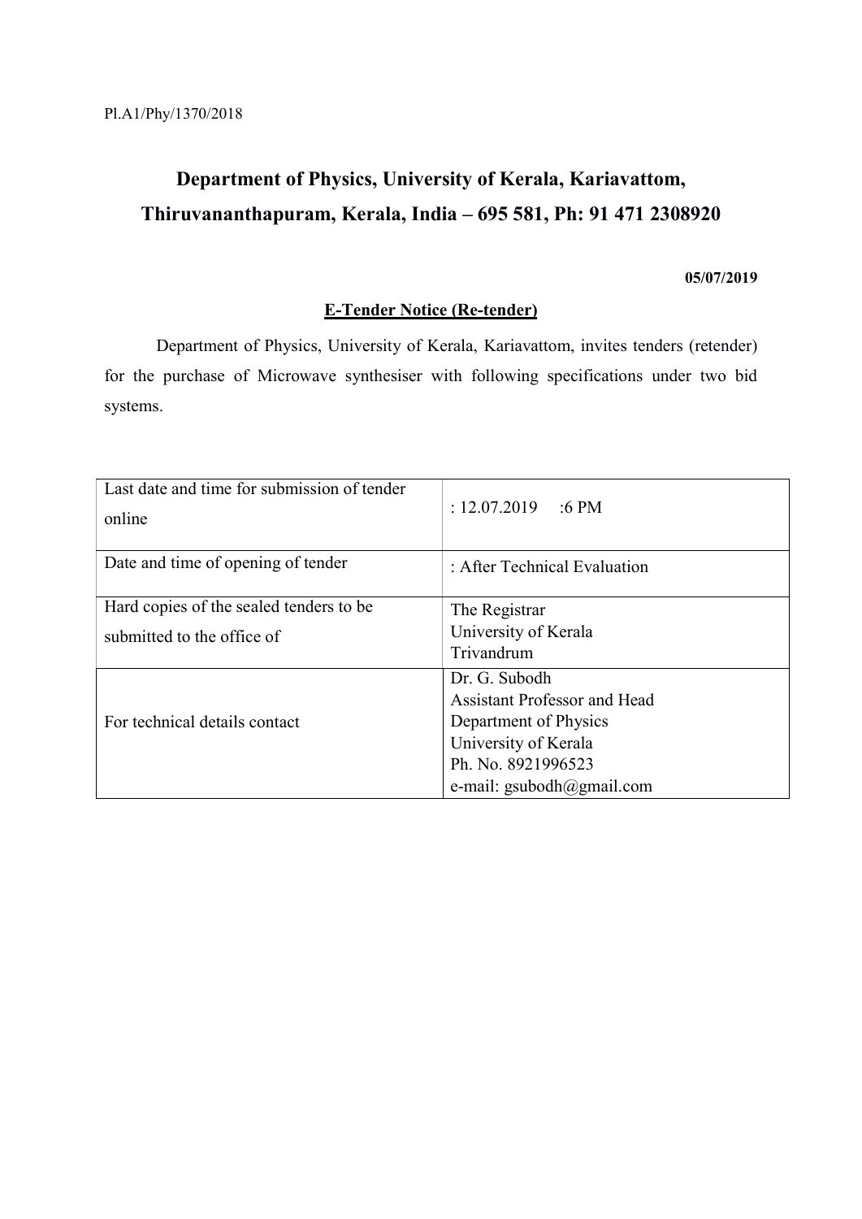Pl.A1/Phy/1370/2018

# Department of Physics, University of Kerala, Kariavattom, Thiruvananthapuram, Kerala, India – 695 581, Ph: 91 471 2308920

**05/07/2019**

**E-Tender Notice (Re-tender)**

Department of Physics, University of Kerala, Kariavattom, invites tenders (retender) for the purchase of Microwave synthesiser with following specifications under two bid systems.

| | |
|---|---|
| Last date and time for submission of tender online | : 12.07.2019 :6 PM |
| Date and time of opening of tender | : After Technical Evaluation |
| Hard copies of the sealed tenders to be submitted to the office of | The Registrar<br>University of Kerala<br>Trivandrum |
| For technical details contact | Dr. G. Subodh<br>Assistant Professor and Head<br>Department of Physics<br>University of Kerala<br>Ph. No. 8921996523<br>e-mail: gsubodh@gmail.com |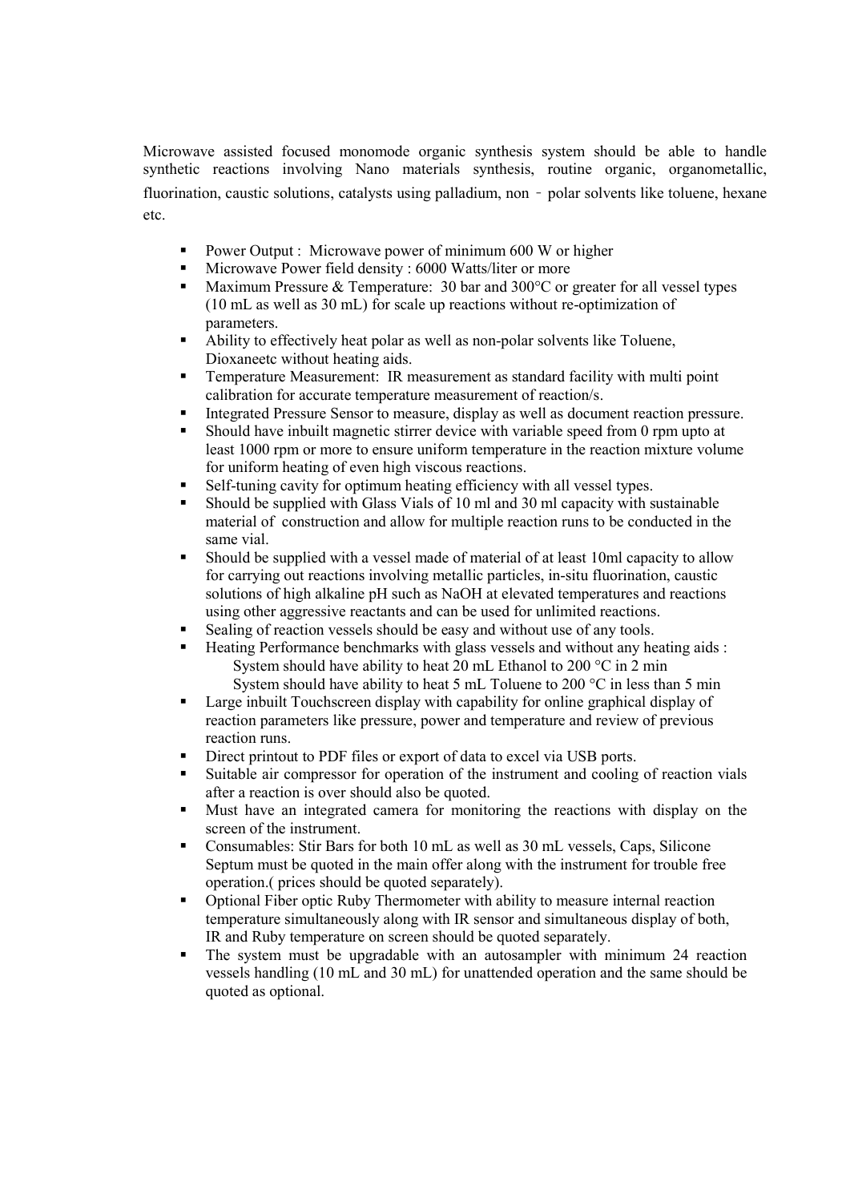Microwave assisted focused monomode organic synthesis system should be able to handle synthetic reactions involving Nano materials synthesis, routine organic, organometallic, fluorination, caustic solutions, catalysts using palladium, non – polar solvents like toluene, hexane etc.

- Power Output : Microwave power of minimum 600 W or higher
- Microwave Power field density : 6000 Watts/liter or more
- Maximum Pressure & Temperature: 30 bar and 300°C or greater for all vessel types (10 mL as well as 30 mL) for scale up reactions without re-optimization of parameters.
- Ability to effectively heat polar as well as non-polar solvents like Toluene, Dioxaneetc without heating aids.
- Temperature Measurement: IR measurement as standard facility with multi point calibration for accurate temperature measurement of reaction/s.
- Integrated Pressure Sensor to measure, display as well as document reaction pressure.
- Should have inbuilt magnetic stirrer device with variable speed from 0 rpm upto at least 1000 rpm or more to ensure uniform temperature in the reaction mixture volume for uniform heating of even high viscous reactions.
- Self-tuning cavity for optimum heating efficiency with all vessel types.
- Should be supplied with Glass Vials of 10 ml and 30 ml capacity with sustainable material of construction and allow for multiple reaction runs to be conducted in the same vial.
- Should be supplied with a vessel made of material of at least 10ml capacity to allow for carrying out reactions involving metallic particles, in-situ fluorination, caustic solutions of high alkaline pH such as NaOH at elevated temperatures and reactions using other aggressive reactants and can be used for unlimited reactions.
- Sealing of reaction vessels should be easy and without use of any tools.
- Heating Performance benchmarks with glass vessels and without any heating aids :
  - System should have ability to heat 20 mL Ethanol to 200 °C in 2 min
  - System should have ability to heat 5 mL Toluene to 200 °C in less than 5 min
- Large inbuilt Touchscreen display with capability for online graphical display of reaction parameters like pressure, power and temperature and review of previous reaction runs.
- Direct printout to PDF files or export of data to excel via USB ports.
- Suitable air compressor for operation of the instrument and cooling of reaction vials after a reaction is over should also be quoted.
- Must have an integrated camera for monitoring the reactions with display on the screen of the instrument.
- Consumables: Stir Bars for both 10 mL as well as 30 mL vessels, Caps, Silicone Septum must be quoted in the main offer along with the instrument for trouble free operation.( prices should be quoted separately).
- Optional Fiber optic Ruby Thermometer with ability to measure internal reaction temperature simultaneously along with IR sensor and simultaneous display of both, IR and Ruby temperature on screen should be quoted separately.
- The system must be upgradable with an autosampler with minimum 24 reaction vessels handling (10 mL and 30 mL) for unattended operation and the same should be quoted as optional.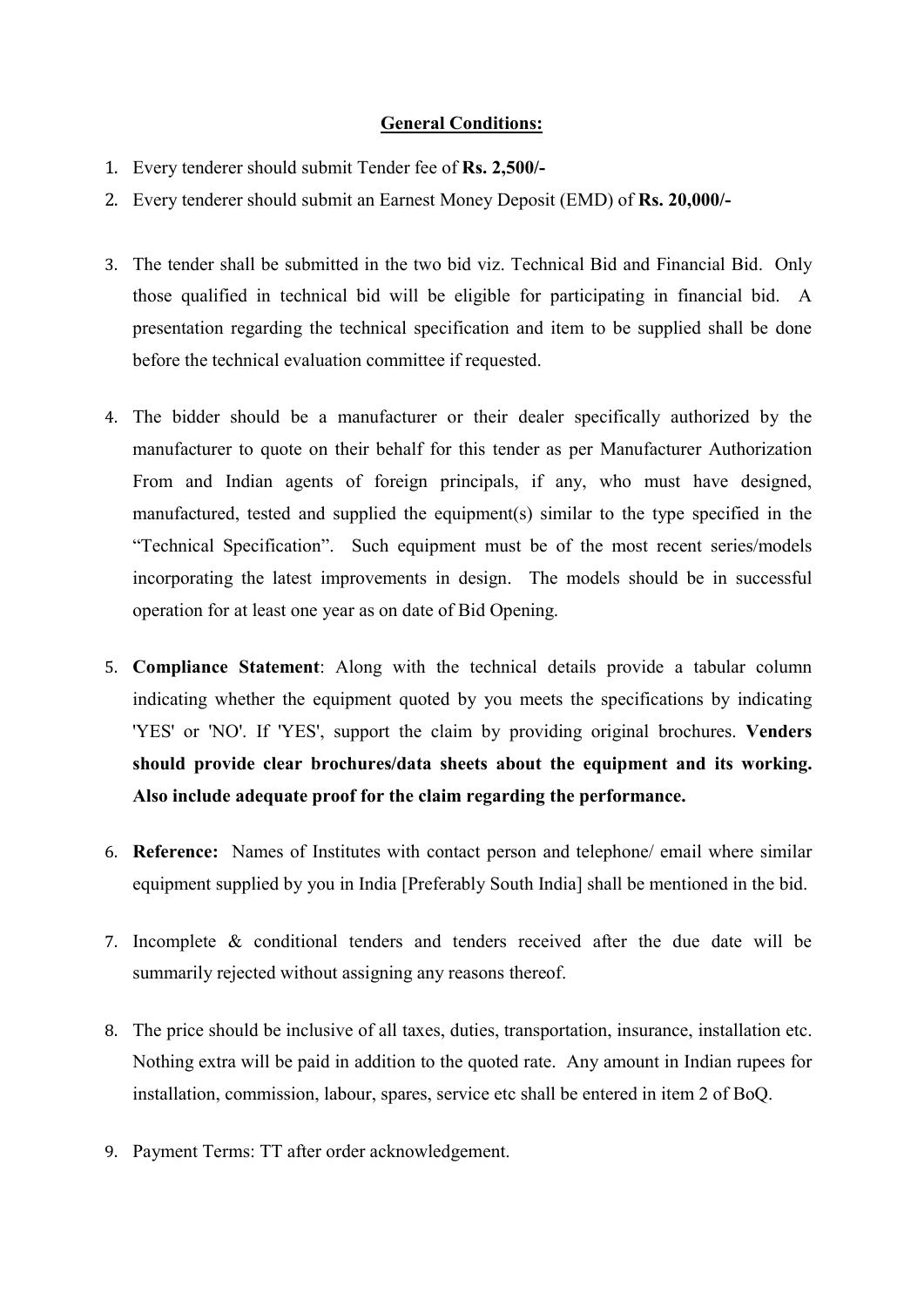## General Conditions:

1. Every tenderer should submit Tender fee of **Rs. 2,500/-**
2. Every tenderer should submit an Earnest Money Deposit (EMD) of **Rs. 20,000/-**
3. The tender shall be submitted in the two bid viz. Technical Bid and Financial Bid. Only those qualified in technical bid will be eligible for participating in financial bid. A presentation regarding the technical specification and item to be supplied shall be done before the technical evaluation committee if requested.
4. The bidder should be a manufacturer or their dealer specifically authorized by the manufacturer to quote on their behalf for this tender as per Manufacturer Authorization From and Indian agents of foreign principals, if any, who must have designed, manufactured, tested and supplied the equipment(s) similar to the type specified in the "Technical Specification". Such equipment must be of the most recent series/models incorporating the latest improvements in design. The models should be in successful operation for at least one year as on date of Bid Opening.
5. **Compliance Statement**: Along with the technical details provide a tabular column indicating whether the equipment quoted by you meets the specifications by indicating 'YES' or 'NO'. If 'YES', support the claim by providing original brochures. **Venders should provide clear brochures/data sheets about the equipment and its working. Also include adequate proof for the claim regarding the performance.**
6. **Reference:** Names of Institutes with contact person and telephone/ email where similar equipment supplied by you in India [Preferably South India] shall be mentioned in the bid.
7. Incomplete & conditional tenders and tenders received after the due date will be summarily rejected without assigning any reasons thereof.
8. The price should be inclusive of all taxes, duties, transportation, insurance, installation etc. Nothing extra will be paid in addition to the quoted rate. Any amount in Indian rupees for installation, commission, labour, spares, service etc shall be entered in item 2 of BoQ.
9. Payment Terms: TT after order acknowledgement.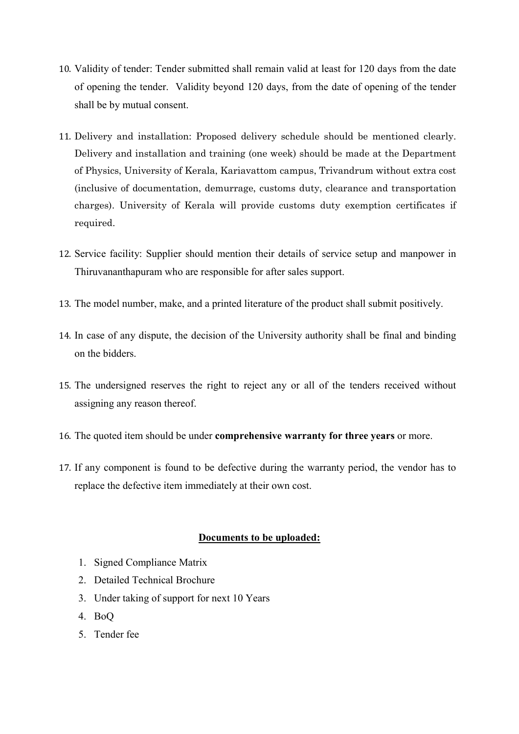10. Validity of tender: Tender submitted shall remain valid at least for 120 days from the date of opening the tender. Validity beyond 120 days, from the date of opening of the tender shall be by mutual consent.

11. Delivery and installation: Proposed delivery schedule should be mentioned clearly. Delivery and installation and training (one week) should be made at the Department of Physics, University of Kerala, Kariavattom campus, Trivandrum without extra cost (inclusive of documentation, demurrage, customs duty, clearance and transportation charges). University of Kerala will provide customs duty exemption certificates if required.

12. Service facility: Supplier should mention their details of service setup and manpower in Thiruvananthapuram who are responsible for after sales support.

13. The model number, make, and a printed literature of the product shall submit positively.

14. In case of any dispute, the decision of the University authority shall be final and binding on the bidders.

15. The undersigned reserves the right to reject any or all of the tenders received without assigning any reason thereof.

16. The quoted item should be under **comprehensive warranty for three years** or more.

17. If any component is found to be defective during the warranty period, the vendor has to replace the defective item immediately at their own cost.

**Documents to be uploaded:**

1. Signed Compliance Matrix
2. Detailed Technical Brochure
3. Under taking of support for next 10 Years
4. BoQ
5. Tender fee